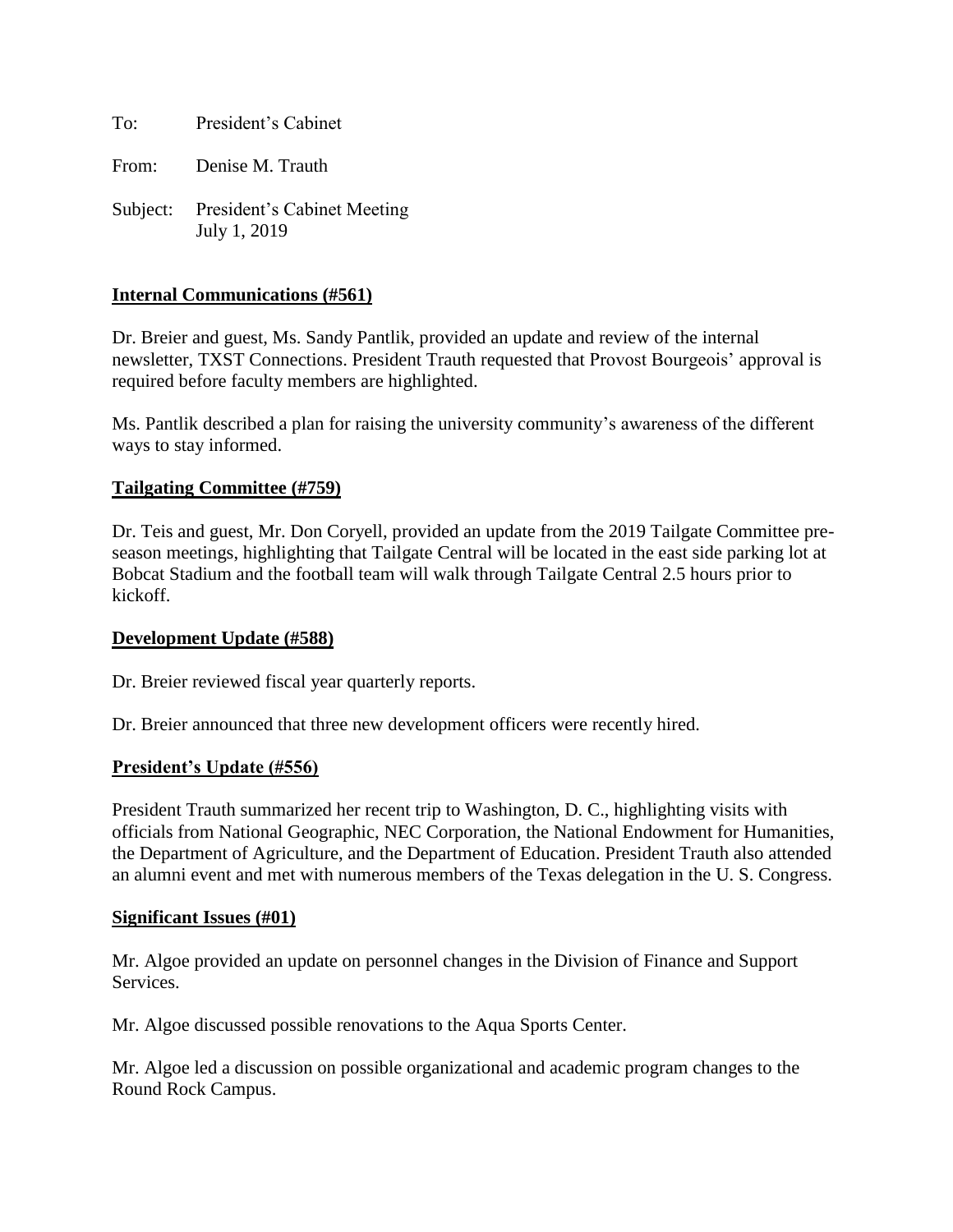To: President's Cabinet

From: Denise M. Trauth

Subject: President's Cabinet Meeting
July 1, 2019

**Internal Communications (#561)**

Dr. Breier and guest, Ms. Sandy Pantlik, provided an update and review of the internal newsletter, TXST Connections. President Trauth requested that Provost Bourgeois' approval is required before faculty members are highlighted.

Ms. Pantlik described a plan for raising the university community's awareness of the different ways to stay informed.

**Tailgating Committee (#759)**

Dr. Teis and guest, Mr. Don Coryell, provided an update from the 2019 Tailgate Committee pre-season meetings, highlighting that Tailgate Central will be located in the east side parking lot at Bobcat Stadium and the football team will walk through Tailgate Central 2.5 hours prior to kickoff.

**Development Update (#588)**

Dr. Breier reviewed fiscal year quarterly reports.

Dr. Breier announced that three new development officers were recently hired.

**President's Update (#556)**

President Trauth summarized her recent trip to Washington, D. C., highlighting visits with officials from National Geographic, NEC Corporation, the National Endowment for Humanities, the Department of Agriculture, and the Department of Education. President Trauth also attended an alumni event and met with numerous members of the Texas delegation in the U. S. Congress.

**Significant Issues (#01)**

Mr. Algoe provided an update on personnel changes in the Division of Finance and Support Services.

Mr. Algoe discussed possible renovations to the Aqua Sports Center.

Mr. Algoe led a discussion on possible organizational and academic program changes to the Round Rock Campus.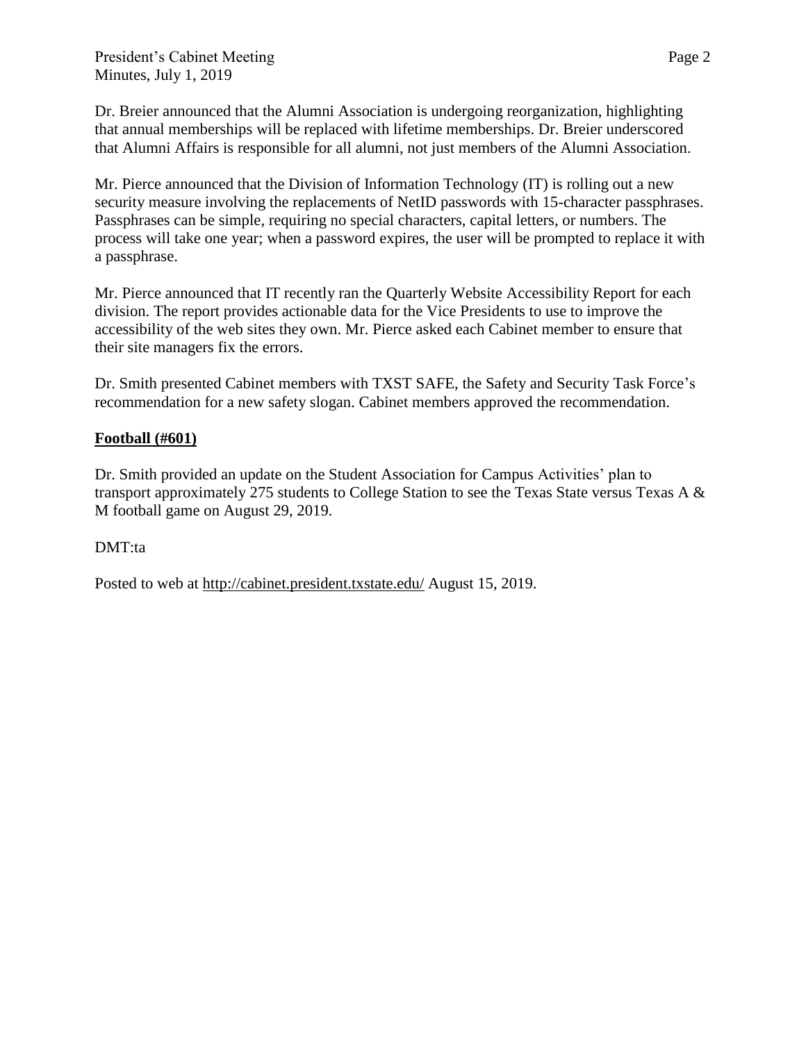Dr. Breier announced that the Alumni Association is undergoing reorganization, highlighting that annual memberships will be replaced with lifetime memberships. Dr. Breier underscored that Alumni Affairs is responsible for all alumni, not just members of the Alumni Association.

Mr. Pierce announced that the Division of Information Technology (IT) is rolling out a new security measure involving the replacements of NetID passwords with 15-character passphrases. Passphrases can be simple, requiring no special characters, capital letters, or numbers. The process will take one year; when a password expires, the user will be prompted to replace it with a passphrase.

Mr. Pierce announced that IT recently ran the Quarterly Website Accessibility Report for each division. The report provides actionable data for the Vice Presidents to use to improve the accessibility of the web sites they own. Mr. Pierce asked each Cabinet member to ensure that their site managers fix the errors.

Dr. Smith presented Cabinet members with TXST SAFE, the Safety and Security Task Force's recommendation for a new safety slogan. Cabinet members approved the recommendation.

**Football (#601)**

Dr. Smith provided an update on the Student Association for Campus Activities' plan to transport approximately 275 students to College Station to see the Texas State versus Texas A & M football game on August 29, 2019.

DMT:ta

Posted to web at http://cabinet.president.txstate.edu/ August 15, 2019.